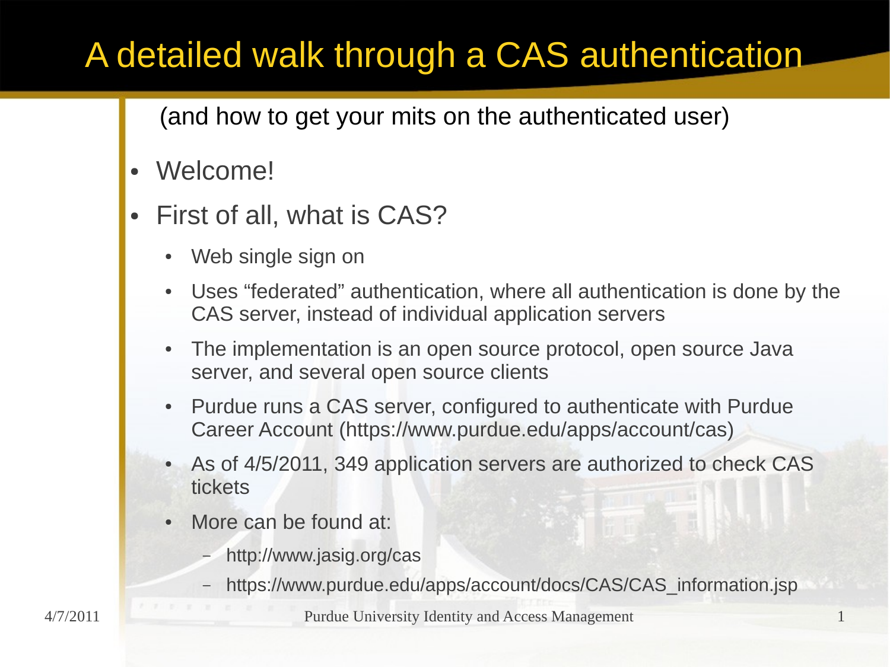# A detailed walk through a CAS authentication

(and how to get your mits on the authenticated user)

- Welcome!
- First of all, what is CAS?
  - Web single sign on
  - Uses "federated" authentication, where all authentication is done by the CAS server, instead of individual application servers
  - The implementation is an open source protocol, open source Java server, and several open source clients
  - Purdue runs a CAS server, configured to authenticate with Purdue Career Account (https://www.purdue.edu/apps/account/cas)
  - As of 4/5/2011, 349 application servers are authorized to check CAS tickets
  - More can be found at:
    - http://www.jasig.org/cas
    - https://www.purdue.edu/apps/account/docs/CAS/CAS_information.jsp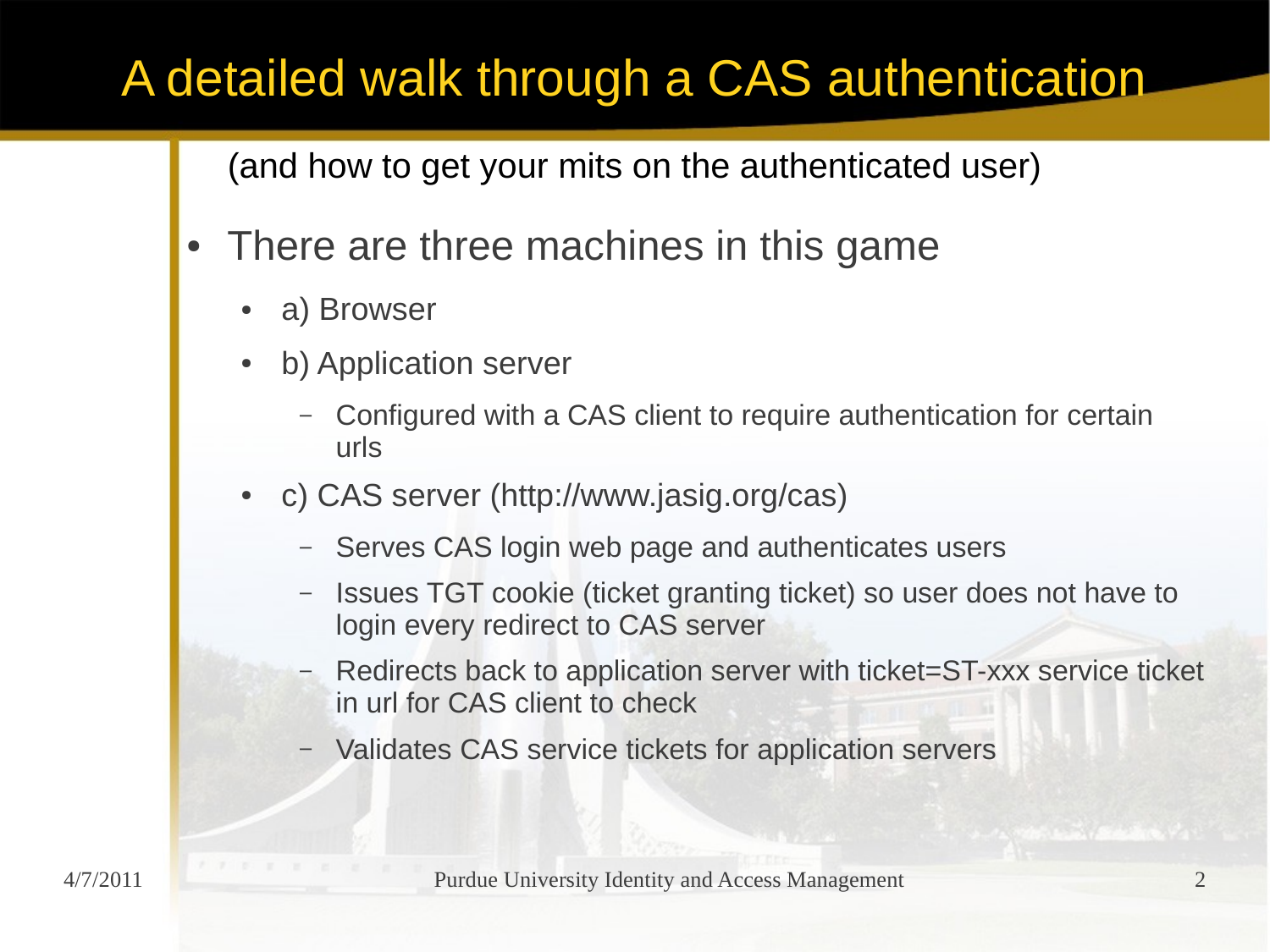# A detailed walk through a CAS authentication

(and how to get your mits on the authenticated user)

- There are three machines in this game
  - a) Browser
  - b) Application server
    - Configured with a CAS client to require authentication for certain urls
  - c) CAS server (http://www.jasig.org/cas)
    - Serves CAS login web page and authenticates users
    - Issues TGT cookie (ticket granting ticket) so user does not have to login every redirect to CAS server
    - Redirects back to application server with ticket=ST-xxx service ticket in url for CAS client to check
    - Validates CAS service tickets for application servers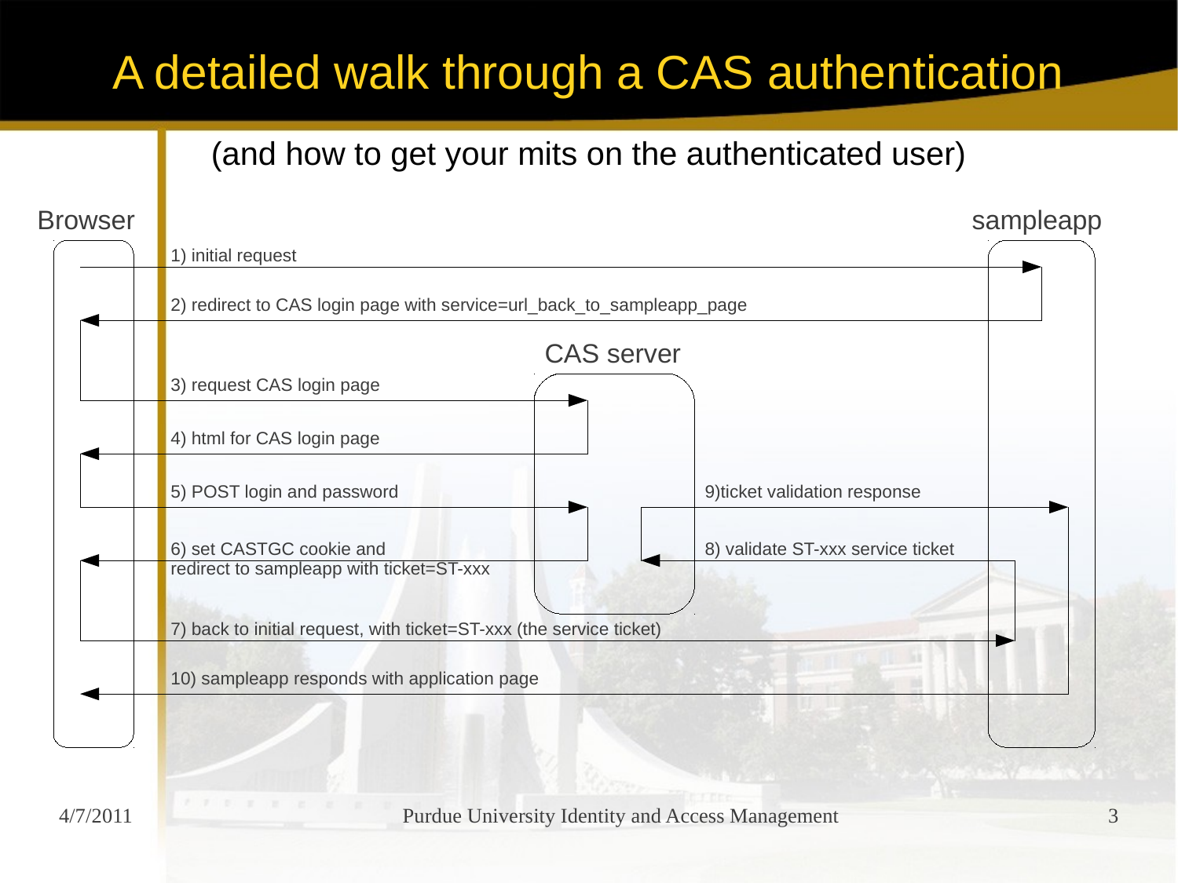# A detailed walk through a CAS authentication

(and how to get your mits on the authenticated user)

Browser

sampleapp

CAS server

1) initial request

2) redirect to CAS login page with service=url_back_to_sampleapp_page

3) request CAS login page

4) html for CAS login page

5) POST login and password

6) set CASTGC cookie and
redirect to sampleapp with ticket=ST-xxx

7) back to initial request, with ticket=ST-xxx (the service ticket)

8) validate ST-xxx service ticket

9)ticket validation response

10) sampleapp responds with application page

4/7/2011

Purdue University Identity and Access Management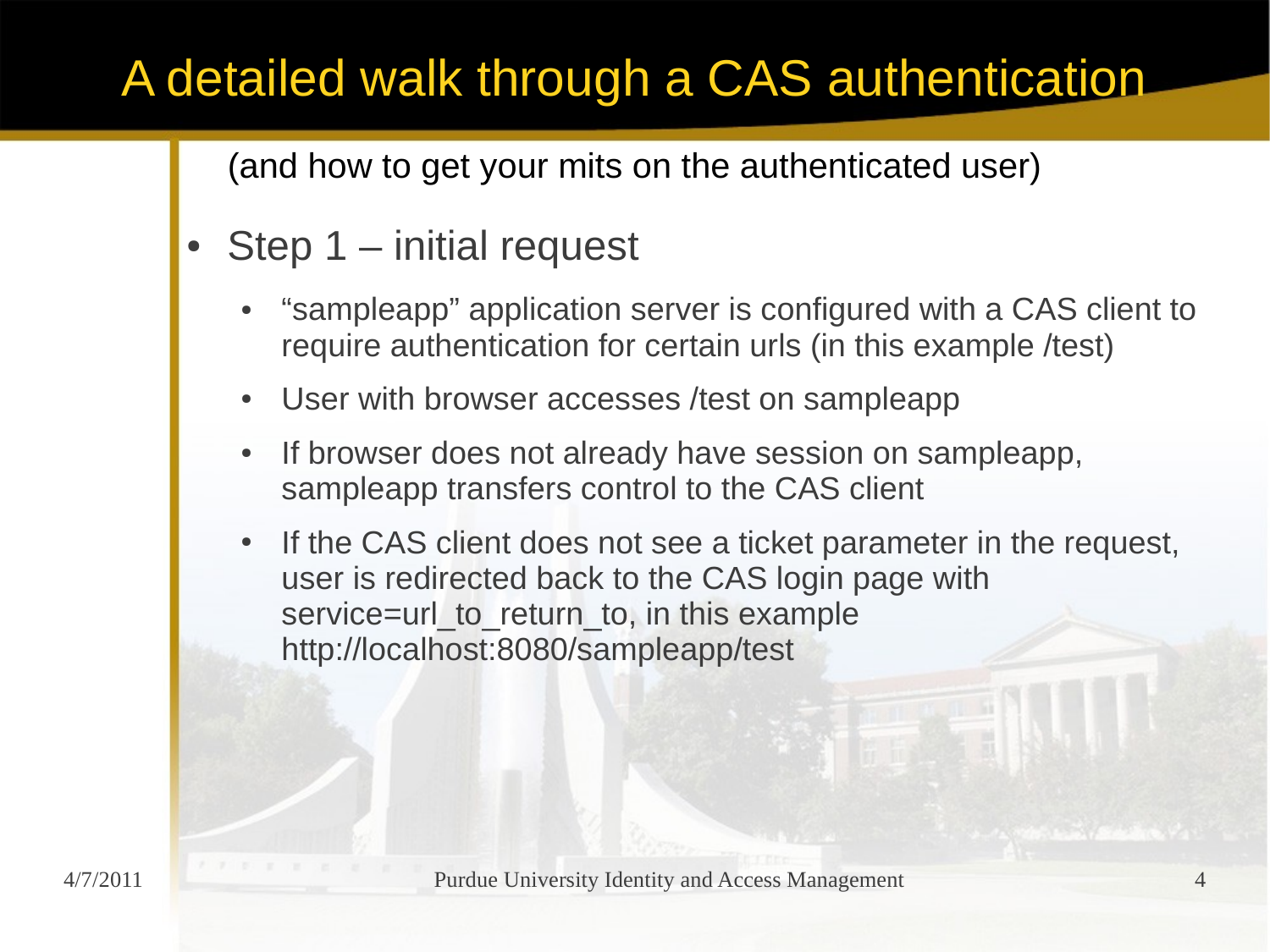# A detailed walk through a CAS authentication

(and how to get your mits on the authenticated user)

- Step 1 – initial request
  - “sampleapp” application server is configured with a CAS client to require authentication for certain urls (in this example /test)
  - User with browser accesses /test on sampleapp
  - If browser does not already have session on sampleapp, sampleapp transfers control to the CAS client
  - If the CAS client does not see a ticket parameter in the request, user is redirected back to the CAS login page with service=url_to_return_to, in this example http://localhost:8080/sampleapp/test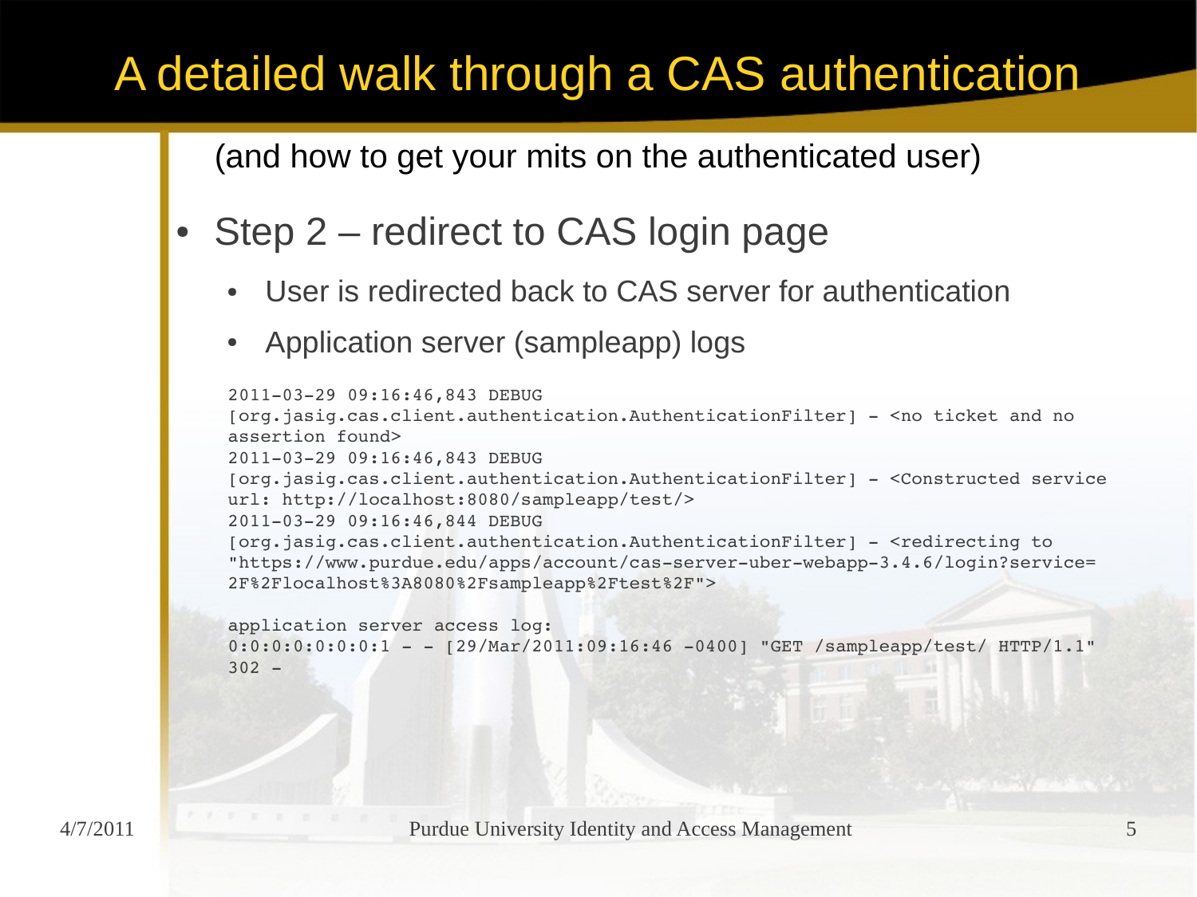# A detailed walk through a CAS authentication

(and how to get your mits on the authenticated user)

- Step 2 – redirect to CAS login page
  - User is redirected back to CAS server for authentication
  - Application server (sampleapp) logs

```
2011-03-29 09:16:46,843 DEBUG
[org.jasig.cas.client.authentication.AuthenticationFilter] - <no ticket and no
assertion found>
2011-03-29 09:16:46,843 DEBUG
[org.jasig.cas.client.authentication.AuthenticationFilter] - <Constructed service
url: http://localhost:8080/sampleapp/test/>
2011-03-29 09:16:46,844 DEBUG
[org.jasig.cas.client.authentication.AuthenticationFilter] - <redirecting to
"https://www.purdue.edu/apps/account/cas-server-uber-webapp-3.4.6/login?service=
2F%2Flocalhost%3A8080%2Fsampleapp%2Ftest%2F">

application server access log:
0:0:0:0:0:0:0:1 - - [29/Mar/2011:09:16:46 -0400] "GET /sampleapp/test/ HTTP/1.1"
302 -
```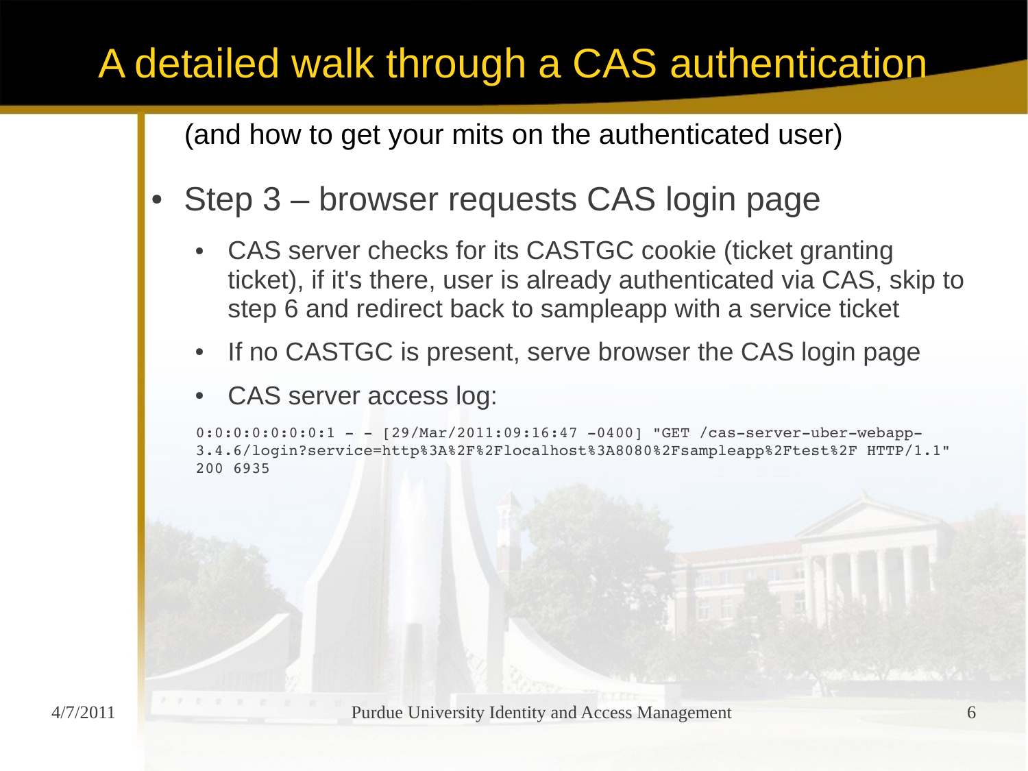# A detailed walk through a CAS authentication

(and how to get your mits on the authenticated user)

- Step 3 – browser requests CAS login page
  - CAS server checks for its CASTGC cookie (ticket granting ticket), if it's there, user is already authenticated via CAS, skip to step 6 and redirect back to sampleapp with a service ticket
  - If no CASTGC is present, serve browser the CAS login page
  - CAS server access log:

```
0:0:0:0:0:0:0:1 - - [29/Mar/2011:09:16:47 -0400] "GET /cas-server-uber-webapp-3.4.6/login?service=http%3A%2F%2Flocalhost%3A8080%2Fsampleapp%2Ftest%2F HTTP/1.1" 200 6935
```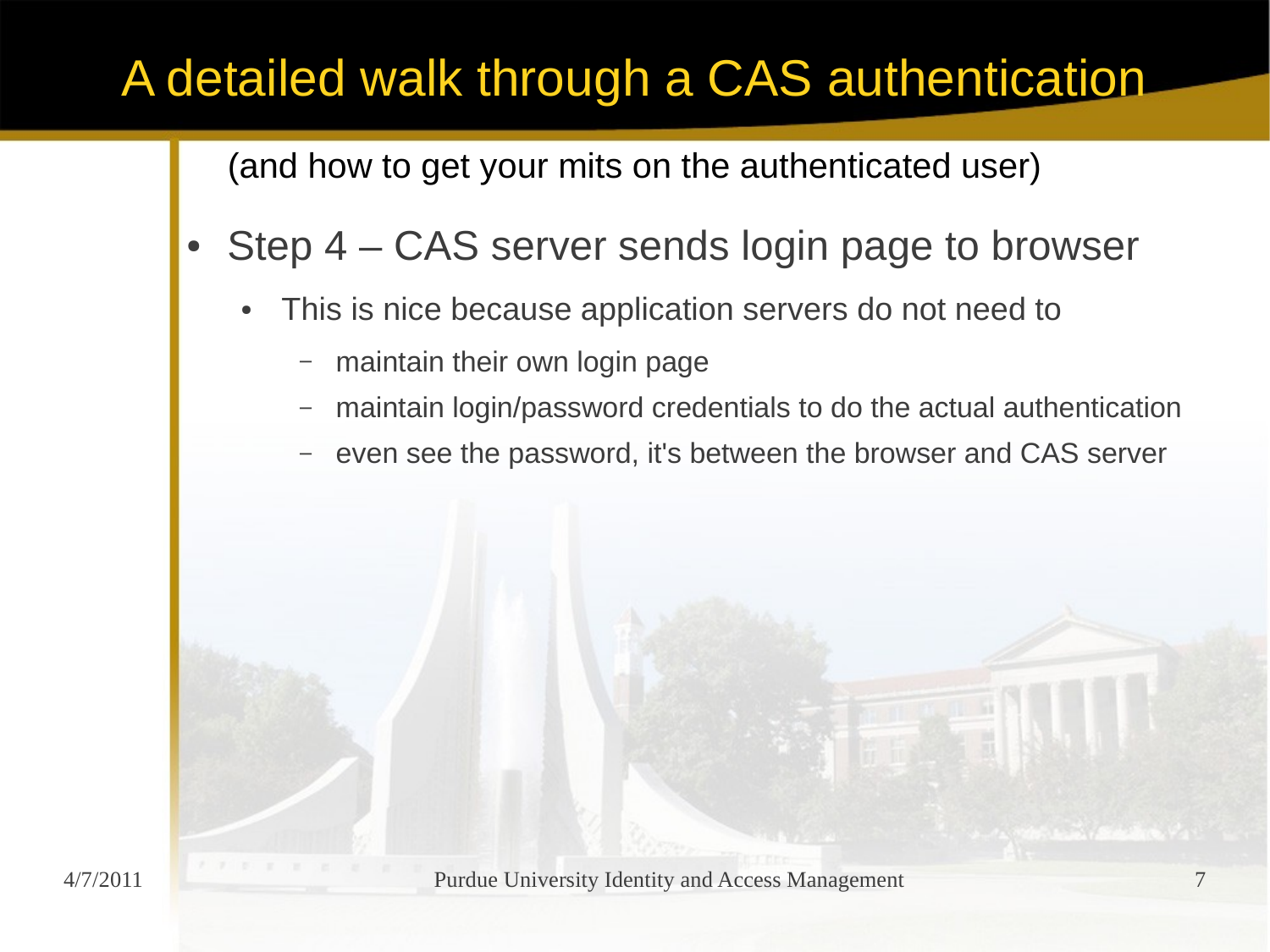# A detailed walk through a CAS authentication

(and how to get your mits on the authenticated user)

- Step 4 – CAS server sends login page to browser
  - This is nice because application servers do not need to
    - maintain their own login page
    - maintain login/password credentials to do the actual authentication
    - even see the password, it's between the browser and CAS server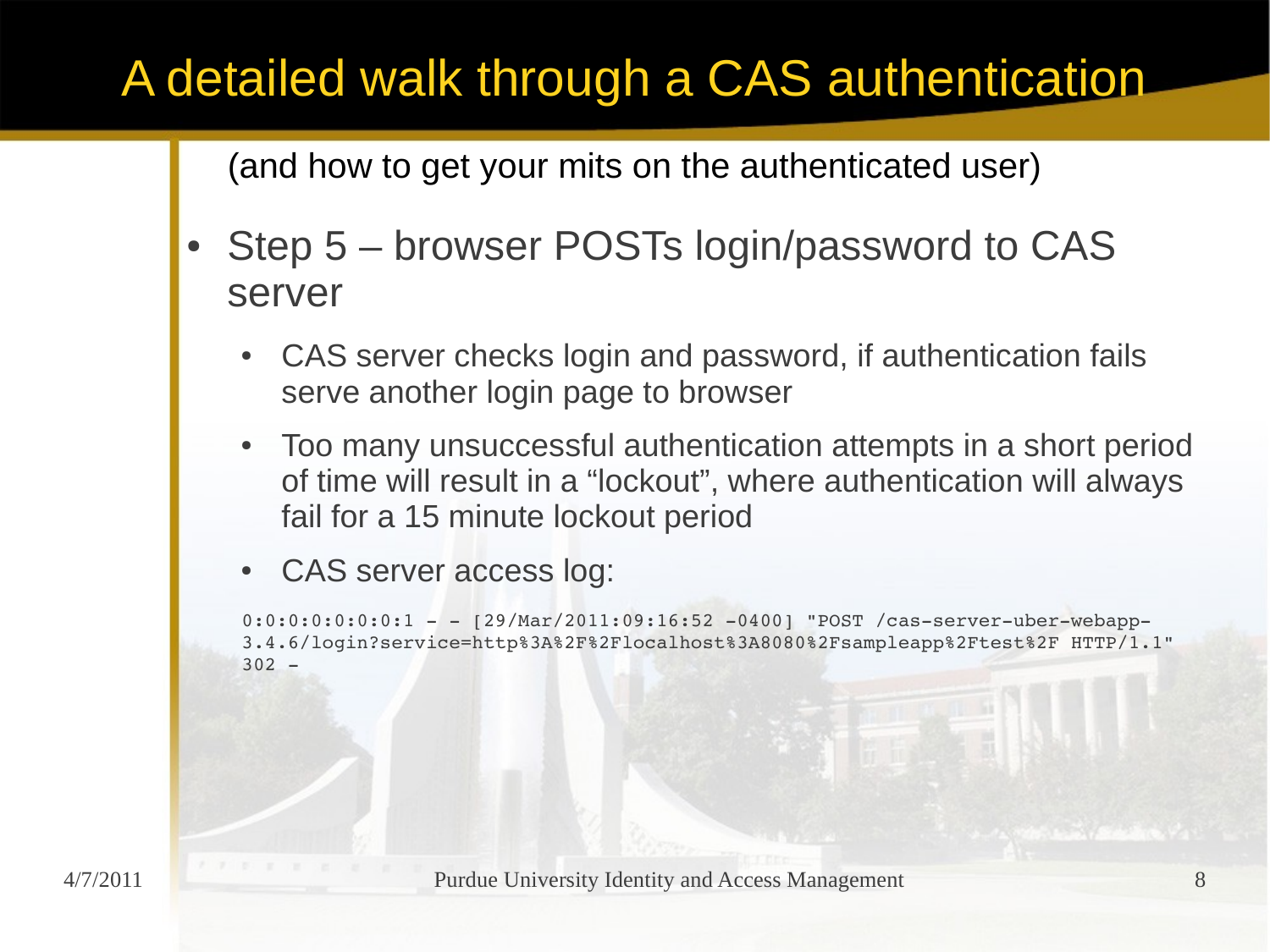# A detailed walk through a CAS authentication

(and how to get your mits on the authenticated user)

- Step 5 – browser POSTs login/password to CAS server
  - CAS server checks login and password, if authentication fails serve another login page to browser
  - Too many unsuccessful authentication attempts in a short period of time will result in a "lockout", where authentication will always fail for a 15 minute lockout period
  - CAS server access log:

```
0:0:0:0:0:0:0:1 - - [29/Mar/2011:09:16:52 -0400] "POST /cas-server-uber-webapp-3.4.6/login?service=http%3A%2F%2Flocalhost%3A8080%2Fsampleapp%2Ftest%2F HTTP/1.1" 302 -
```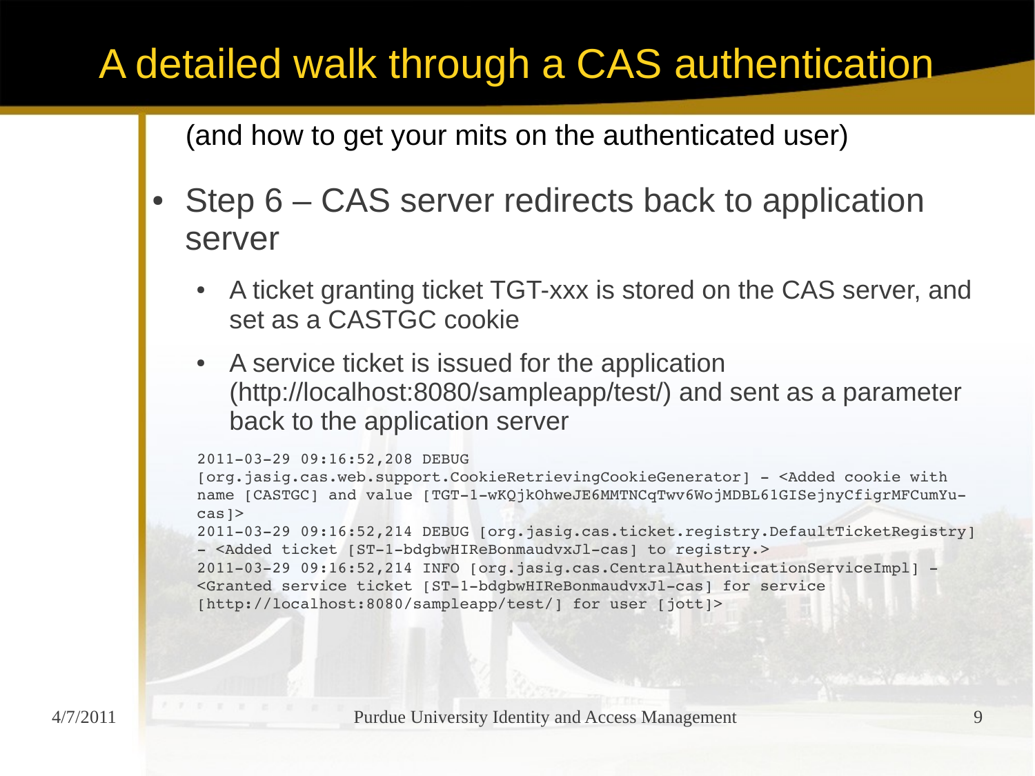# A detailed walk through a CAS authentication

(and how to get your mits on the authenticated user)

- Step 6 – CAS server redirects back to application server
  - A ticket granting ticket TGT-xxx is stored on the CAS server, and set as a CASTGC cookie
  - A service ticket is issued for the application (http://localhost:8080/sampleapp/test/) and sent as a parameter back to the application server

```
2011-03-29 09:16:52,208 DEBUG
[org.jasig.cas.web.support.CookieRetrievingCookieGenerator] - <Added cookie with
name [CASTGC] and value [TGT-1-wKQjkOhweJE6MMTNCqTwv6WojMDBL61GISejnyCfigrMFCumYu-
cas]>
2011-03-29 09:16:52,214 DEBUG [org.jasig.cas.ticket.registry.DefaultTicketRegistry]
- <Added ticket [ST-1-bdgbwHIReBonmaudvxJl-cas] to registry.>
2011-03-29 09:16:52,214 INFO [org.jasig.cas.CentralAuthenticationServiceImpl] -
<Granted service ticket [ST-1-bdgbwHIReBonmaudvxJl-cas] for service
[http://localhost:8080/sampleapp/test/] for user [jott]>
```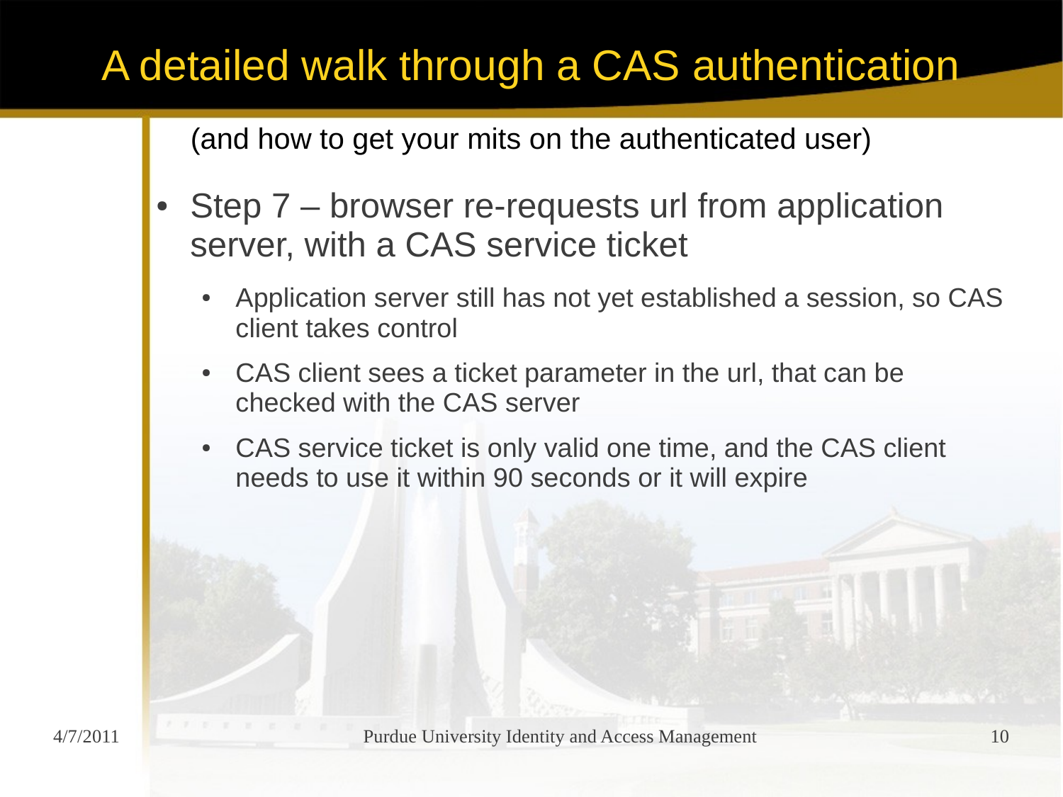# A detailed walk through a CAS authentication

(and how to get your mits on the authenticated user)

- Step 7 – browser re-requests url from application server, with a CAS service ticket
  - Application server still has not yet established a session, so CAS client takes control
  - CAS client sees a ticket parameter in the url, that can be checked with the CAS server
  - CAS service ticket is only valid one time, and the CAS client needs to use it within 90 seconds or it will expire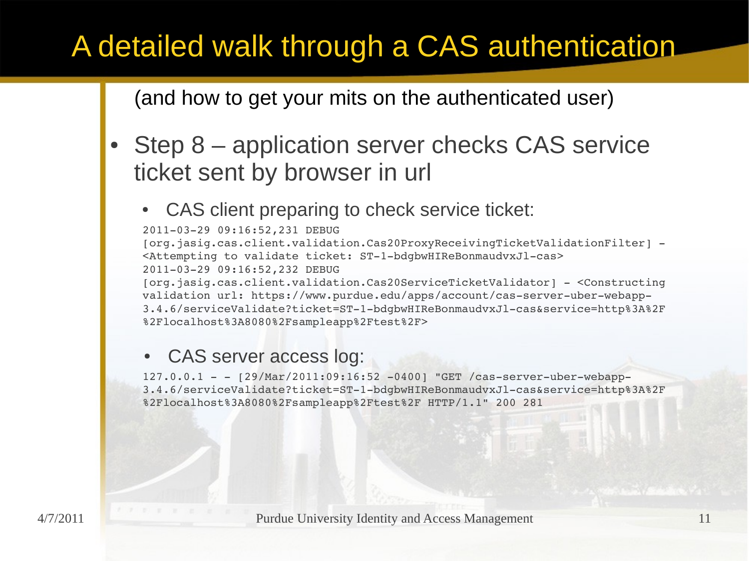# A detailed walk through a CAS authentication

(and how to get your mits on the authenticated user)

- Step 8 – application server checks CAS service ticket sent by browser in url
  - CAS client preparing to check service ticket:

```
2011-03-29 09:16:52,231 DEBUG
[org.jasig.cas.client.validation.Cas20ProxyReceivingTicketValidationFilter] -
<Attempting to validate ticket: ST-1-bdgbwHIReBonmaudvxJl-cas>
2011-03-29 09:16:52,232 DEBUG
[org.jasig.cas.client.validation.Cas20ServiceTicketValidator] - <Constructing
validation url: https://www.purdue.edu/apps/account/cas-server-uber-webapp-
3.4.6/serviceValidate?ticket=ST-1-bdgbwHIReBonmaudvxJl-cas&service=http%3A%2F
%2Flocalhost%3A8080%2Fsampleapp%2Ftest%2F>
```

  - CAS server access log:

```
127.0.0.1 - - [29/Mar/2011:09:16:52 -0400] "GET /cas-server-uber-webapp-
3.4.6/serviceValidate?ticket=ST-1-bdgbwHIReBonmaudvxJl-cas&service=http%3A%2F
%2Flocalhost%3A8080%2Fsampleapp%2Ftest%2F HTTP/1.1" 200 281
```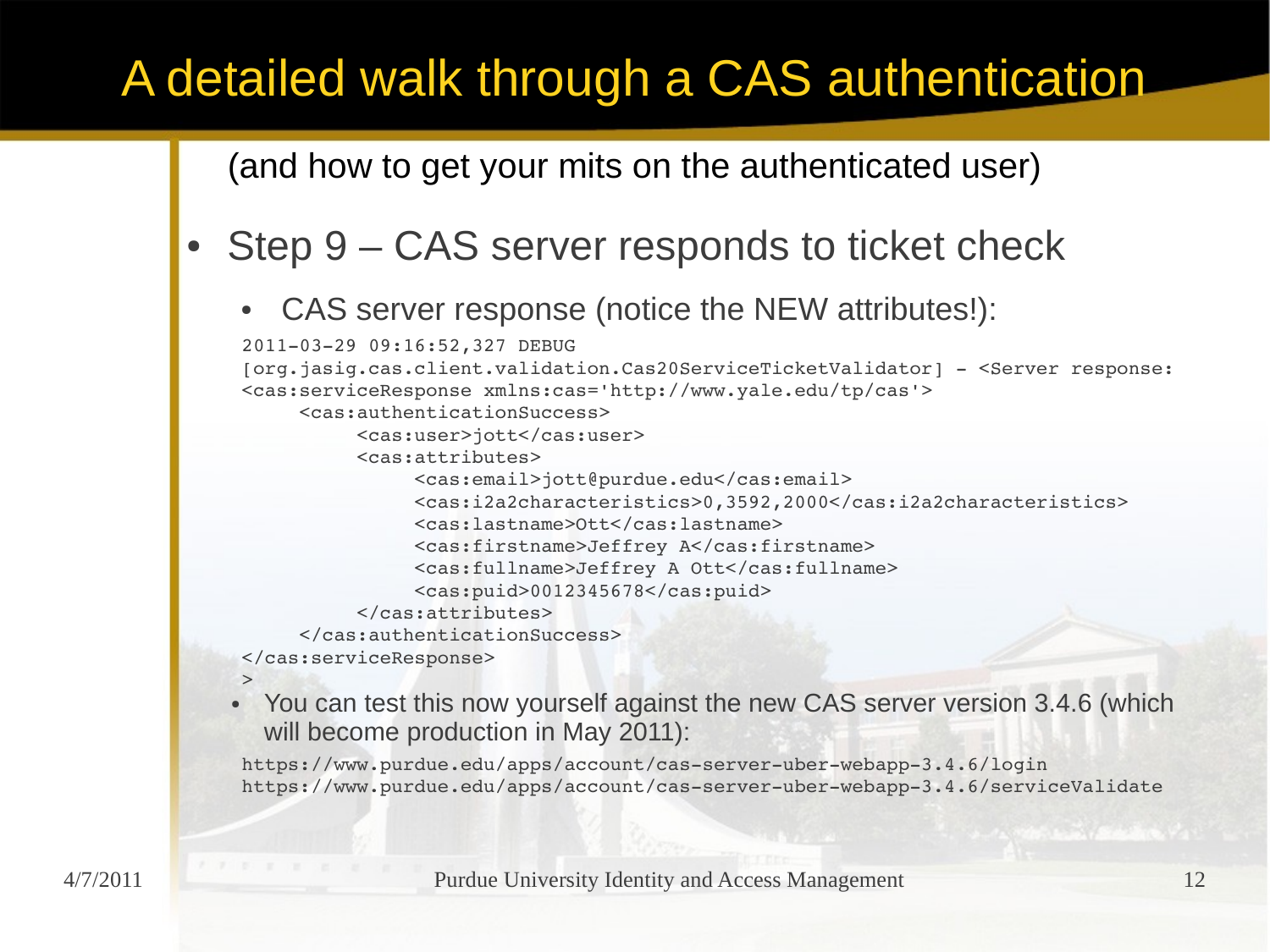# A detailed walk through a CAS authentication

(and how to get your mits on the authenticated user)

- Step 9 – CAS server responds to ticket check
  - CAS server response (notice the NEW attributes!):

```
2011-03-29 09:16:52,327 DEBUG
[org.jasig.cas.client.validation.Cas20ServiceTicketValidator] - <Server response:
<cas:serviceResponse xmlns:cas='http://www.yale.edu/tp/cas'>
     <cas:authenticationSuccess>
          <cas:user>jott</cas:user>
          <cas:attributes>
               <cas:email>jott@purdue.edu</cas:email>
               <cas:i2a2characteristics>0,3592,2000</cas:i2a2characteristics>
               <cas:lastname>Ott</cas:lastname>
               <cas:firstname>Jeffrey A</cas:firstname>
               <cas:fullname>Jeffrey A Ott</cas:fullname>
               <cas:puid>0012345678</cas:puid>
          </cas:attributes>
     </cas:authenticationSuccess>
</cas:serviceResponse>
>
```

  - You can test this now yourself against the new CAS server version 3.4.6 (which will become production in May 2011):

```
https://www.purdue.edu/apps/account/cas-server-uber-webapp-3.4.6/login
https://www.purdue.edu/apps/account/cas-server-uber-webapp-3.4.6/serviceValidate
```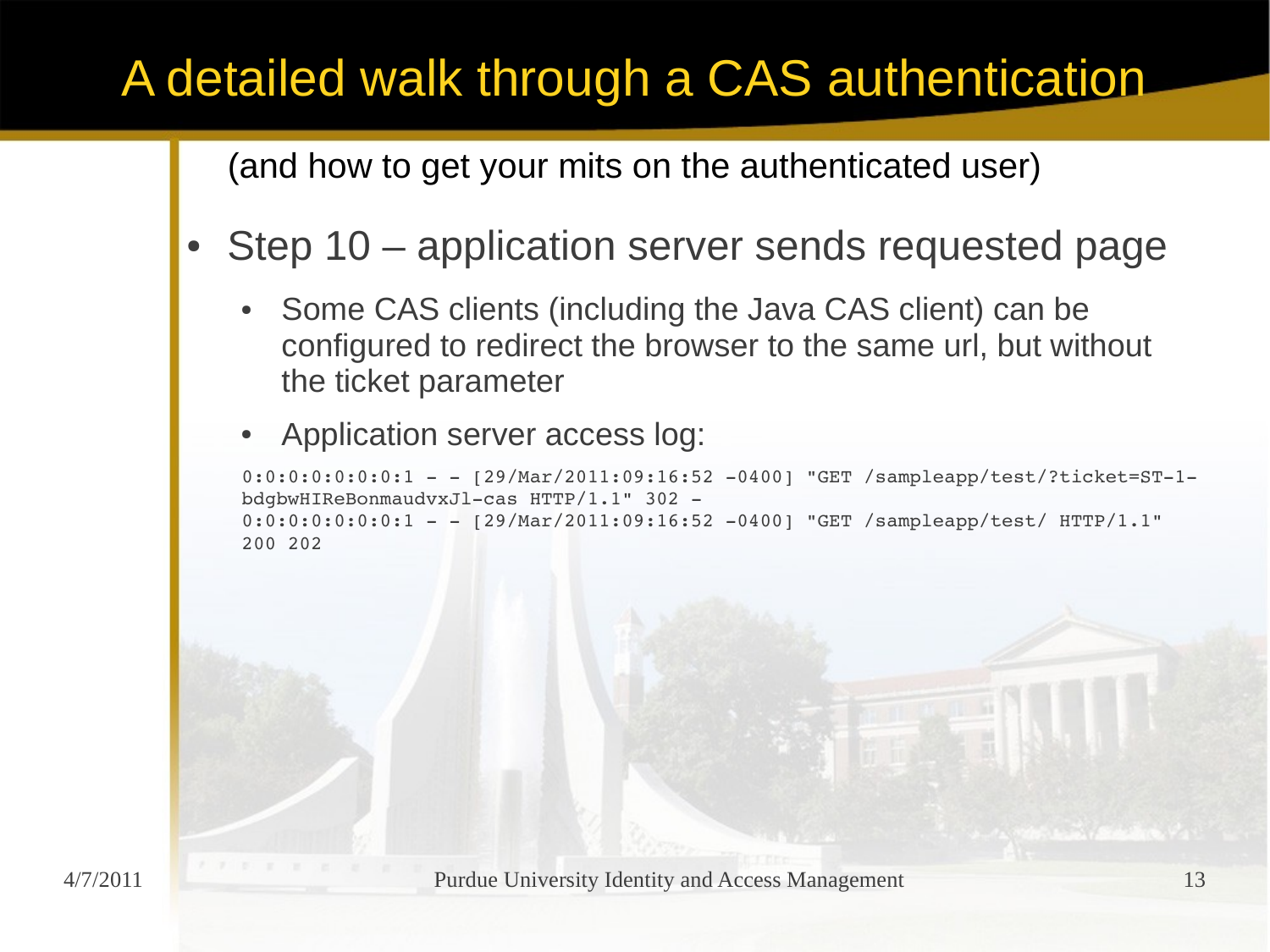# A detailed walk through a CAS authentication

(and how to get your mits on the authenticated user)

- Step 10 – application server sends requested page
  - Some CAS clients (including the Java CAS client) can be configured to redirect the browser to the same url, but without the ticket parameter
  - Application server access log:

```
0:0:0:0:0:0:0:1 - - [29/Mar/2011:09:16:52 -0400] "GET /sampleapp/test/?ticket=ST-1-bdgbwHIReBonmaudvxJl-cas HTTP/1.1" 302 -
0:0:0:0:0:0:0:1 - - [29/Mar/2011:09:16:52 -0400] "GET /sampleapp/test/ HTTP/1.1" 200 202
```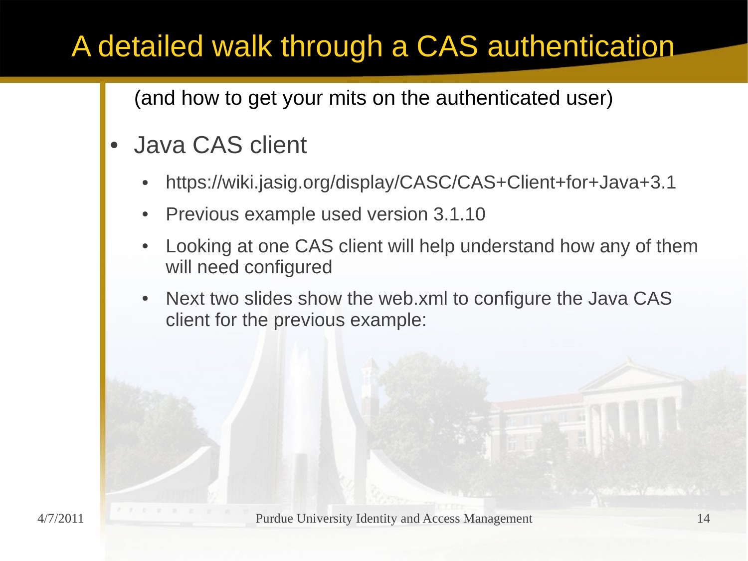# A detailed walk through a CAS authentication

(and how to get your mits on the authenticated user)

- Java CAS client
  - https://wiki.jasig.org/display/CASC/CAS+Client+for+Java+3.1
  - Previous example used version 3.1.10
  - Looking at one CAS client will help understand how any of them will need configured
  - Next two slides show the web.xml to configure the Java CAS client for the previous example: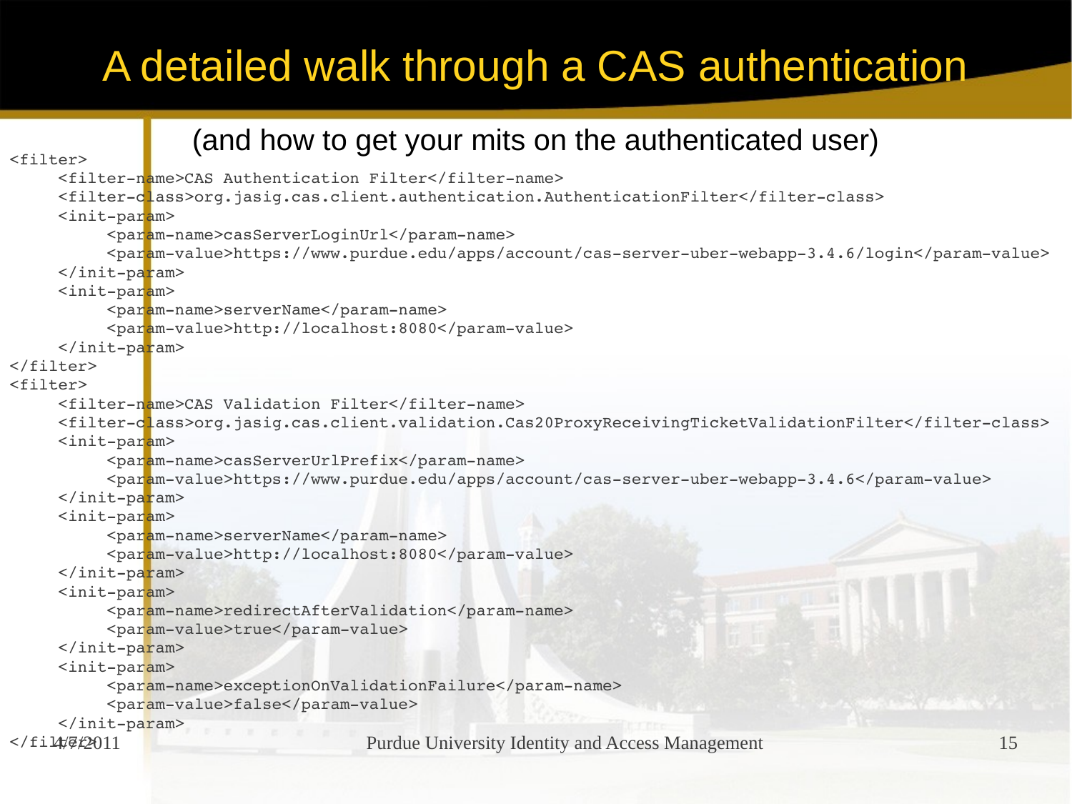# A detailed walk through a CAS authentication

## (and how to get your mits on the authenticated user)

```
<filter>
     <filter-name>CAS Authentication Filter</filter-name>
     <filter-class>org.jasig.cas.client.authentication.AuthenticationFilter</filter-class>
     <init-param>
          <param-name>casServerLoginUrl</param-name>
          <param-value>https://www.purdue.edu/apps/account/cas-server-uber-webapp-3.4.6/login</param-value>
     </init-param>
     <init-param>
          <param-name>serverName</param-name>
          <param-value>http://localhost:8080</param-value>
     </init-param>
</filter>
<filter>
     <filter-name>CAS Validation Filter</filter-name>
     <filter-class>org.jasig.cas.client.validation.Cas20ProxyReceivingTicketValidationFilter</filter-class>
     <init-param>
          <param-name>casServerUrlPrefix</param-name>
          <param-value>https://www.purdue.edu/apps/account/cas-server-uber-webapp-3.4.6</param-value>
     </init-param>
     <init-param>
          <param-name>serverName</param-name>
          <param-value>http://localhost:8080</param-value>
     </init-param>
     <init-param>
          <param-name>redirectAfterValidation</param-name>
          <param-value>true</param-value>
     </init-param>
     <init-param>
          <param-name>exceptionOnValidationFailure</param-name>
          <param-value>false</param-value>
     </init-param>
</filter>
```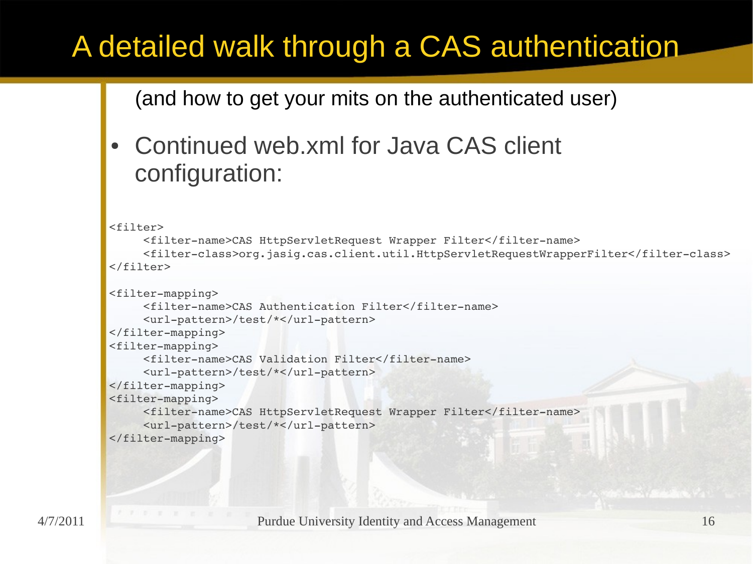# A detailed walk through a CAS authentication

(and how to get your mits on the authenticated user)

- Continued web.xml for Java CAS client configuration:

```
<filter>
     <filter-name>CAS HttpServletRequest Wrapper Filter</filter-name>
     <filter-class>org.jasig.cas.client.util.HttpServletRequestWrapperFilter</filter-class>
</filter>

<filter-mapping>
     <filter-name>CAS Authentication Filter</filter-name>
     <url-pattern>/test/*</url-pattern>
</filter-mapping>
<filter-mapping>
     <filter-name>CAS Validation Filter</filter-name>
     <url-pattern>/test/*</url-pattern>
</filter-mapping>
<filter-mapping>
     <filter-name>CAS HttpServletRequest Wrapper Filter</filter-name>
     <url-pattern>/test/*</url-pattern>
</filter-mapping>
```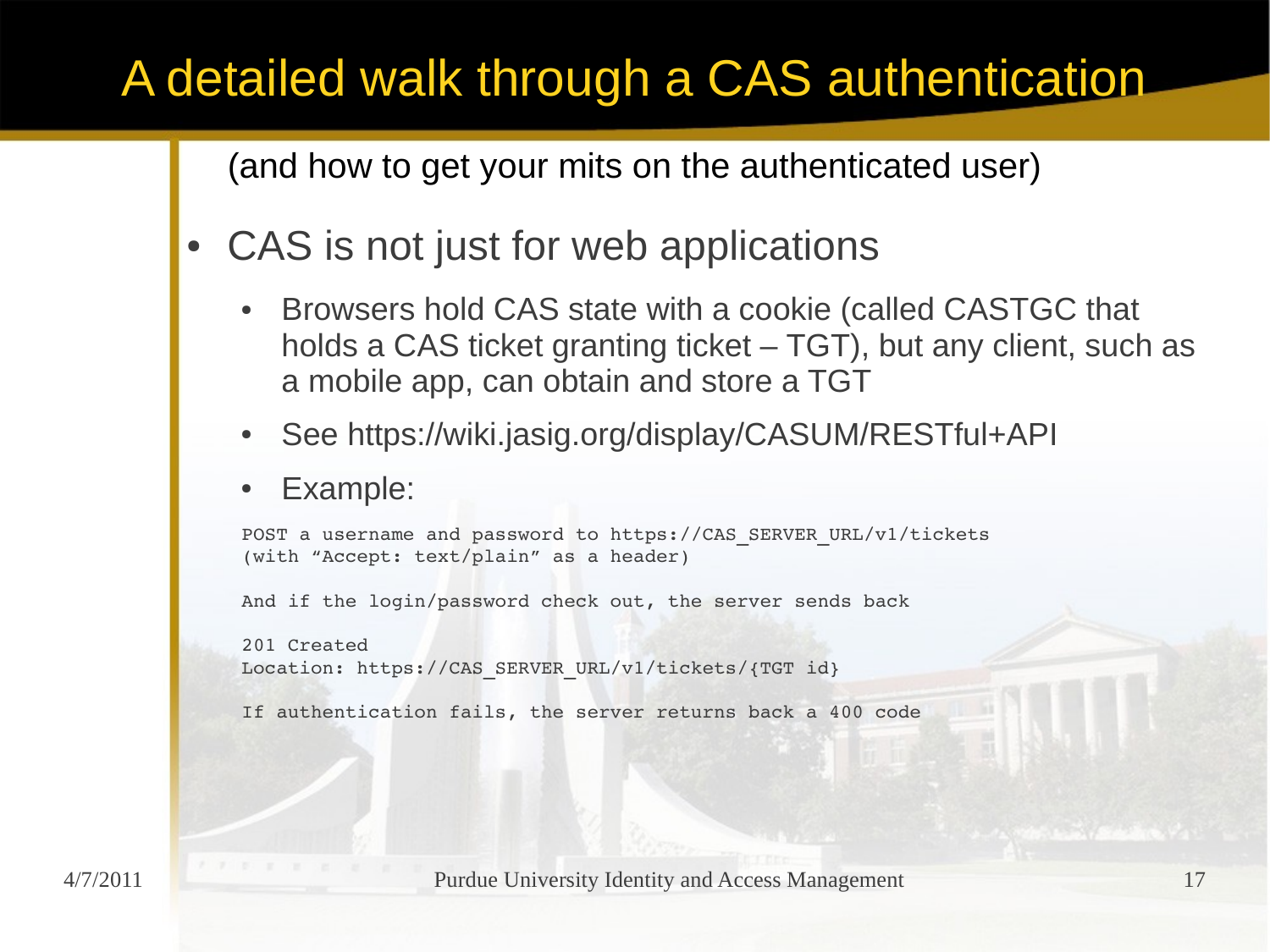# A detailed walk through a CAS authentication

(and how to get your mits on the authenticated user)

- CAS is not just for web applications
  - Browsers hold CAS state with a cookie (called CASTGC that holds a CAS ticket granting ticket – TGT), but any client, such as a mobile app, can obtain and store a TGT
  - See https://wiki.jasig.org/display/CASUM/RESTful+API
  - Example:

```
POST a username and password to https://CAS_SERVER_URL/v1/tickets
(with "Accept: text/plain" as a header)

And if the login/password check out, the server sends back

201 Created
Location: https://CAS_SERVER_URL/v1/tickets/{TGT id}

If authentication fails, the server returns back a 400 code
```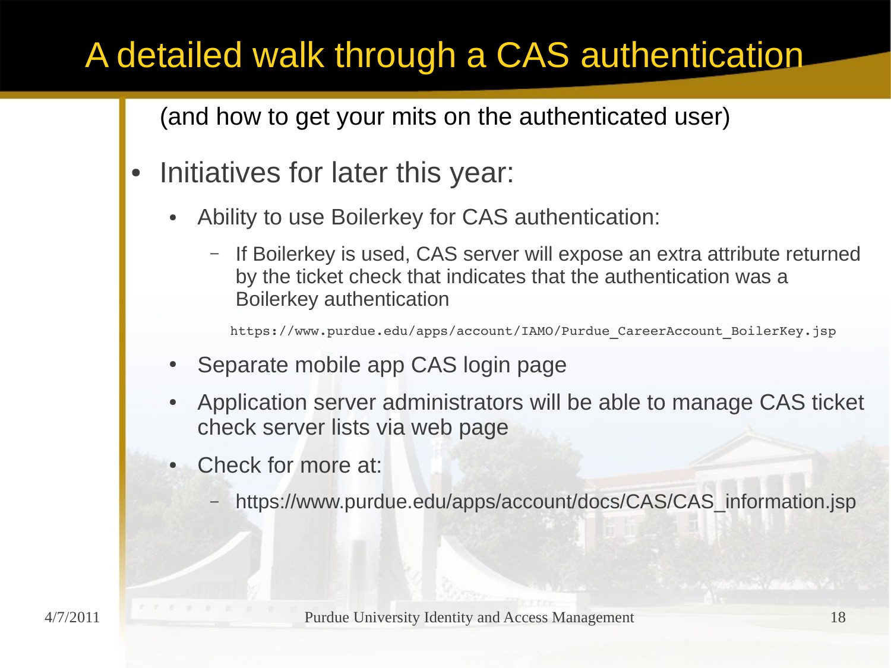# A detailed walk through a CAS authentication

(and how to get your mits on the authenticated user)

- Initiatives for later this year:
  - Ability to use Boilerkey for CAS authentication:
    - If Boilerkey is used, CAS server will expose an extra attribute returned by the ticket check that indicates that the authentication was a Boilerkey authentication

      https://www.purdue.edu/apps/account/IAMO/Purdue_CareerAccount_BoilerKey.jsp
  - Separate mobile app CAS login page
  - Application server administrators will be able to manage CAS ticket check server lists via web page
  - Check for more at:
    - https://www.purdue.edu/apps/account/docs/CAS/CAS_information.jsp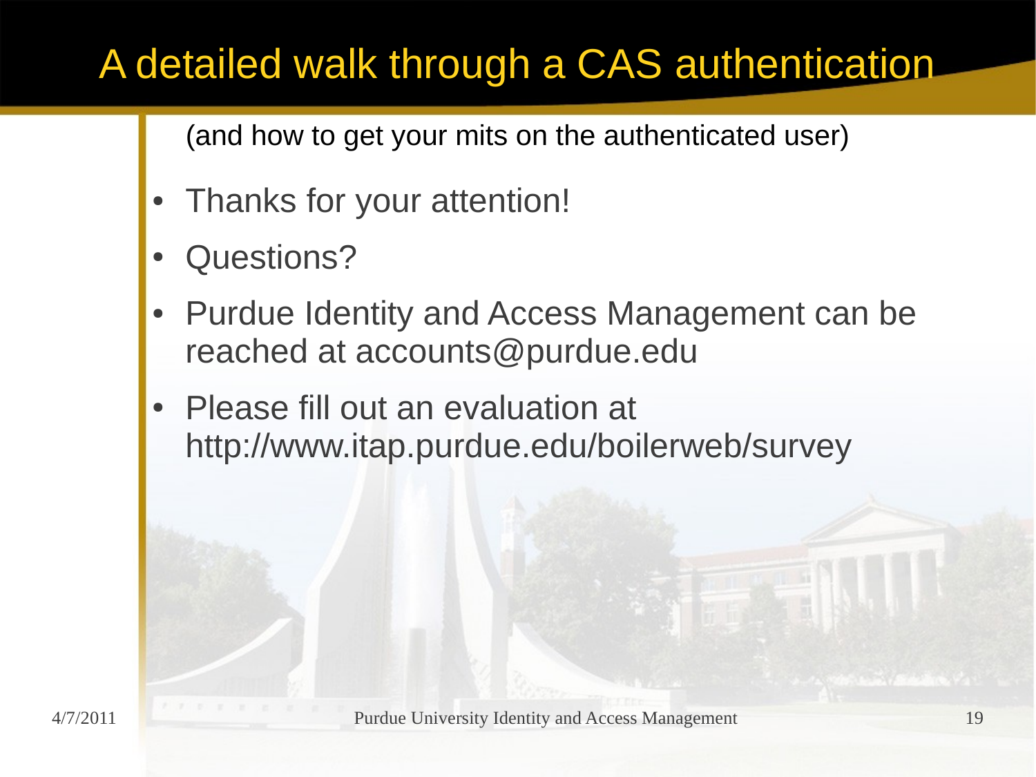# A detailed walk through a CAS authentication

(and how to get your mits on the authenticated user)

- Thanks for your attention!
- Questions?
- Purdue Identity and Access Management can be reached at accounts@purdue.edu
- Please fill out an evaluation at http://www.itap.purdue.edu/boilerweb/survey